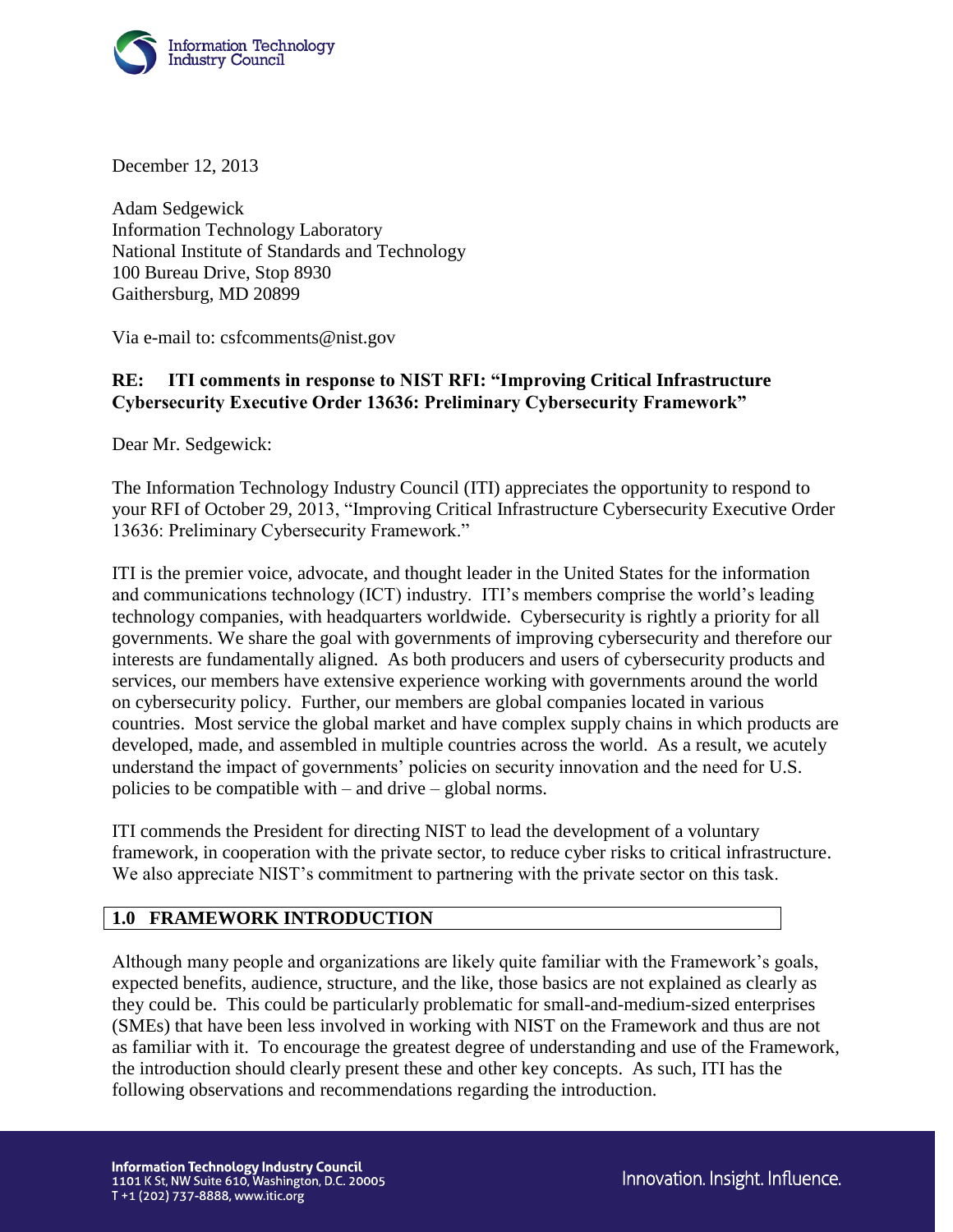December 12, 2013

Adam Sedgewick
Information Technology Laboratory
National Institute of Standards and Technology
100 Bureau Drive, Stop 8930
Gaithersburg, MD 20899

Via e-mail to: csfcomments@nist.gov

**RE: ITI comments in response to NIST RFI: "Improving Critical Infrastructure Cybersecurity Executive Order 13636: Preliminary Cybersecurity Framework"**

Dear Mr. Sedgewick:

The Information Technology Industry Council (ITI) appreciates the opportunity to respond to your RFI of October 29, 2013, "Improving Critical Infrastructure Cybersecurity Executive Order 13636: Preliminary Cybersecurity Framework."

ITI is the premier voice, advocate, and thought leader in the United States for the information and communications technology (ICT) industry. ITI's members comprise the world's leading technology companies, with headquarters worldwide. Cybersecurity is rightly a priority for all governments. We share the goal with governments of improving cybersecurity and therefore our interests are fundamentally aligned. As both producers and users of cybersecurity products and services, our members have extensive experience working with governments around the world on cybersecurity policy. Further, our members are global companies located in various countries. Most service the global market and have complex supply chains in which products are developed, made, and assembled in multiple countries across the world. As a result, we acutely understand the impact of governments' policies on security innovation and the need for U.S. policies to be compatible with – and drive – global norms.

ITI commends the President for directing NIST to lead the development of a voluntary framework, in cooperation with the private sector, to reduce cyber risks to critical infrastructure. We also appreciate NIST's commitment to partnering with the private sector on this task.

## 1.0 FRAMEWORK INTRODUCTION

Although many people and organizations are likely quite familiar with the Framework's goals, expected benefits, audience, structure, and the like, those basics are not explained as clearly as they could be. This could be particularly problematic for small-and-medium-sized enterprises (SMEs) that have been less involved in working with NIST on the Framework and thus are not as familiar with it. To encourage the greatest degree of understanding and use of the Framework, the introduction should clearly present these and other key concepts. As such, ITI has the following observations and recommendations regarding the introduction.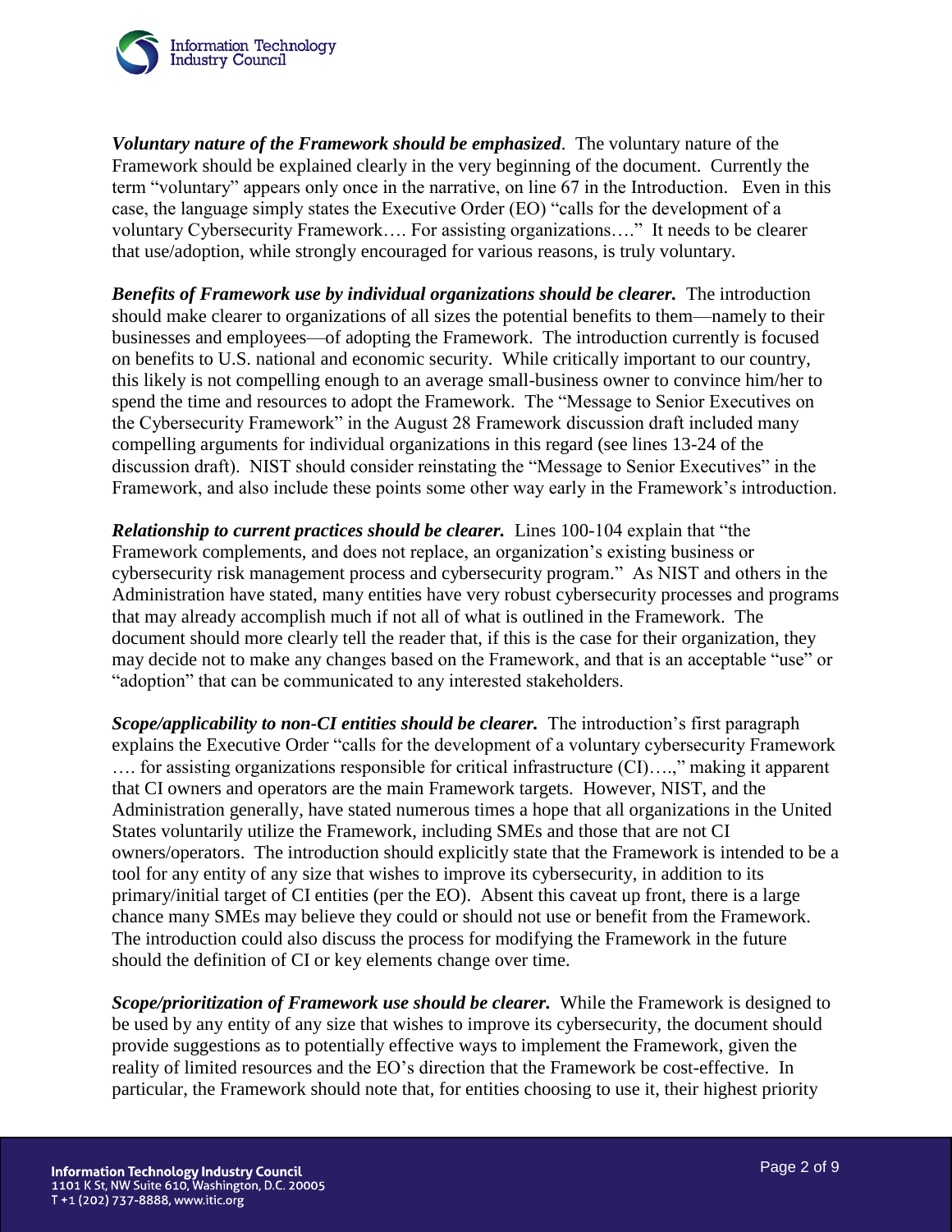***Voluntary nature of the Framework should be emphasized***. The voluntary nature of the Framework should be explained clearly in the very beginning of the document. Currently the term "voluntary" appears only once in the narrative, on line 67 in the Introduction. Even in this case, the language simply states the Executive Order (EO) "calls for the development of a voluntary Cybersecurity Framework…. For assisting organizations…." It needs to be clearer that use/adoption, while strongly encouraged for various reasons, is truly voluntary.

***Benefits of Framework use by individual organizations should be clearer.*** The introduction should make clearer to organizations of all sizes the potential benefits to them—namely to their businesses and employees—of adopting the Framework. The introduction currently is focused on benefits to U.S. national and economic security. While critically important to our country, this likely is not compelling enough to an average small-business owner to convince him/her to spend the time and resources to adopt the Framework. The "Message to Senior Executives on the Cybersecurity Framework" in the August 28 Framework discussion draft included many compelling arguments for individual organizations in this regard (see lines 13-24 of the discussion draft). NIST should consider reinstating the "Message to Senior Executives" in the Framework, and also include these points some other way early in the Framework's introduction.

***Relationship to current practices should be clearer.*** Lines 100-104 explain that "the Framework complements, and does not replace, an organization's existing business or cybersecurity risk management process and cybersecurity program." As NIST and others in the Administration have stated, many entities have very robust cybersecurity processes and programs that may already accomplish much if not all of what is outlined in the Framework. The document should more clearly tell the reader that, if this is the case for their organization, they may decide not to make any changes based on the Framework, and that is an acceptable "use" or "adoption" that can be communicated to any interested stakeholders.

***Scope/applicability to non-CI entities should be clearer.*** The introduction's first paragraph explains the Executive Order "calls for the development of a voluntary cybersecurity Framework …. for assisting organizations responsible for critical infrastructure (CI)….," making it apparent that CI owners and operators are the main Framework targets. However, NIST, and the Administration generally, have stated numerous times a hope that all organizations in the United States voluntarily utilize the Framework, including SMEs and those that are not CI owners/operators. The introduction should explicitly state that the Framework is intended to be a tool for any entity of any size that wishes to improve its cybersecurity, in addition to its primary/initial target of CI entities (per the EO). Absent this caveat up front, there is a large chance many SMEs may believe they could or should not use or benefit from the Framework. The introduction could also discuss the process for modifying the Framework in the future should the definition of CI or key elements change over time.

***Scope/prioritization of Framework use should be clearer.*** While the Framework is designed to be used by any entity of any size that wishes to improve its cybersecurity, the document should provide suggestions as to potentially effective ways to implement the Framework, given the reality of limited resources and the EO's direction that the Framework be cost-effective. In particular, the Framework should note that, for entities choosing to use it, their highest priority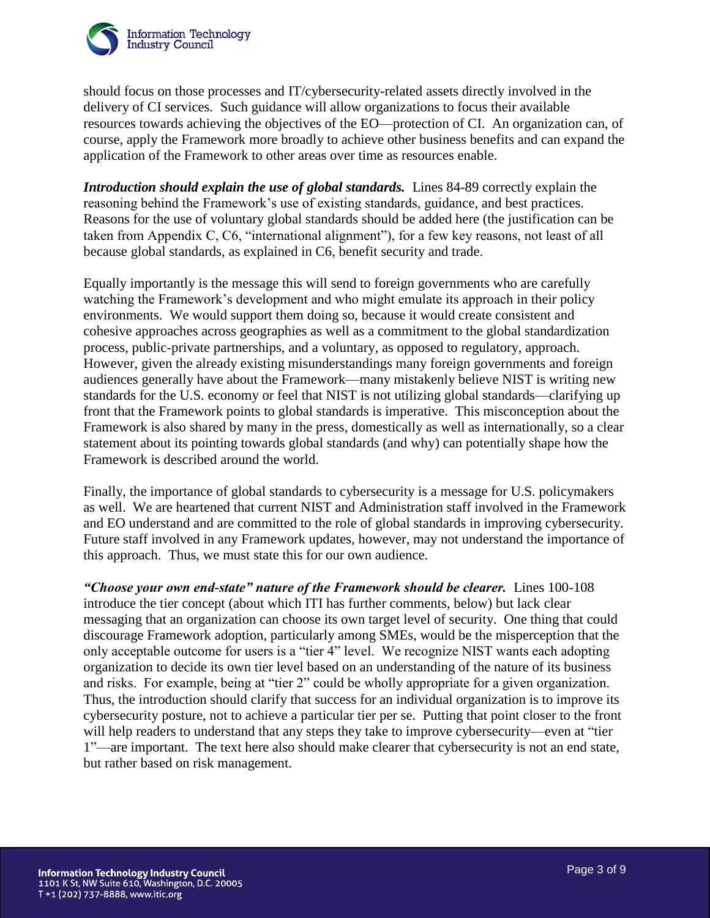should focus on those processes and IT/cybersecurity-related assets directly involved in the delivery of CI services. Such guidance will allow organizations to focus their available resources towards achieving the objectives of the EO—protection of CI. An organization can, of course, apply the Framework more broadly to achieve other business benefits and can expand the application of the Framework to other areas over time as resources enable.

***Introduction should explain the use of global standards.*** Lines 84-89 correctly explain the reasoning behind the Framework's use of existing standards, guidance, and best practices. Reasons for the use of voluntary global standards should be added here (the justification can be taken from Appendix C, C6, "international alignment"), for a few key reasons, not least of all because global standards, as explained in C6, benefit security and trade.

Equally importantly is the message this will send to foreign governments who are carefully watching the Framework's development and who might emulate its approach in their policy environments. We would support them doing so, because it would create consistent and cohesive approaches across geographies as well as a commitment to the global standardization process, public-private partnerships, and a voluntary, as opposed to regulatory, approach. However, given the already existing misunderstandings many foreign governments and foreign audiences generally have about the Framework—many mistakenly believe NIST is writing new standards for the U.S. economy or feel that NIST is not utilizing global standards—clarifying up front that the Framework points to global standards is imperative. This misconception about the Framework is also shared by many in the press, domestically as well as internationally, so a clear statement about its pointing towards global standards (and why) can potentially shape how the Framework is described around the world.

Finally, the importance of global standards to cybersecurity is a message for U.S. policymakers as well. We are heartened that current NIST and Administration staff involved in the Framework and EO understand and are committed to the role of global standards in improving cybersecurity. Future staff involved in any Framework updates, however, may not understand the importance of this approach. Thus, we must state this for our own audience.

***"Choose your own end-state" nature of the Framework should be clearer.*** Lines 100-108 introduce the tier concept (about which ITI has further comments, below) but lack clear messaging that an organization can choose its own target level of security. One thing that could discourage Framework adoption, particularly among SMEs, would be the misperception that the only acceptable outcome for users is a "tier 4" level. We recognize NIST wants each adopting organization to decide its own tier level based on an understanding of the nature of its business and risks. For example, being at "tier 2" could be wholly appropriate for a given organization. Thus, the introduction should clarify that success for an individual organization is to improve its cybersecurity posture, not to achieve a particular tier per se. Putting that point closer to the front will help readers to understand that any steps they take to improve cybersecurity—even at "tier 1"—are important. The text here also should make clearer that cybersecurity is not an end state, but rather based on risk management.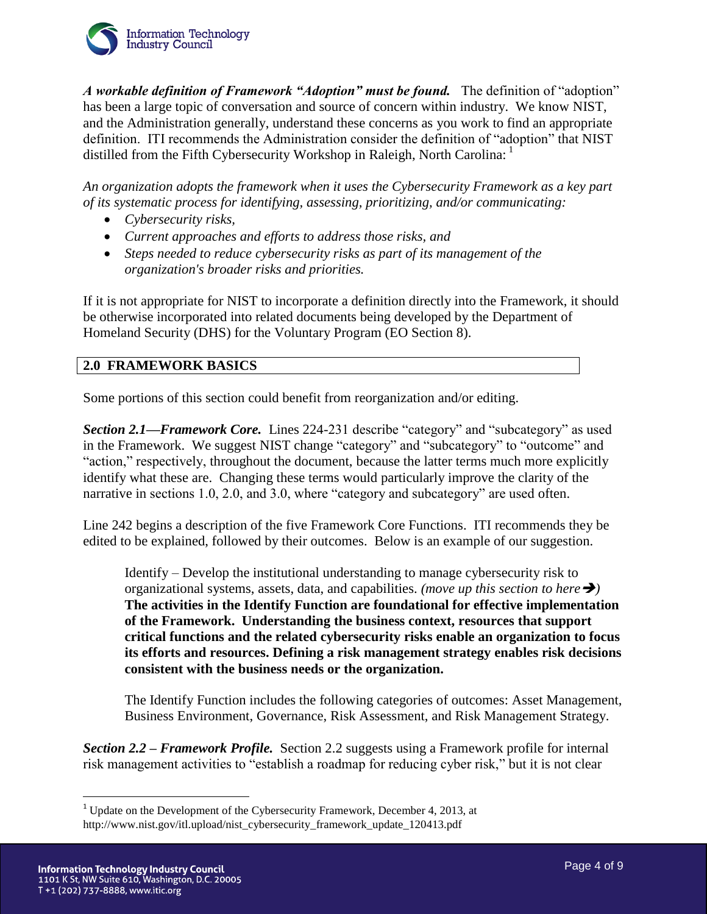***A workable definition of Framework "Adoption" must be found.*** The definition of "adoption" has been a large topic of conversation and source of concern within industry. We know NIST, and the Administration generally, understand these concerns as you work to find an appropriate definition. ITI recommends the Administration consider the definition of "adoption" that NIST distilled from the Fifth Cybersecurity Workshop in Raleigh, North Carolina: [1]

*An organization adopts the framework when it uses the Cybersecurity Framework as a key part of its systematic process for identifying, assessing, prioritizing, and/or communicating:*

- *Cybersecurity risks,*
- *Current approaches and efforts to address those risks, and*
- *Steps needed to reduce cybersecurity risks as part of its management of the organization's broader risks and priorities.*

If it is not appropriate for NIST to incorporate a definition directly into the Framework, it should be otherwise incorporated into related documents being developed by the Department of Homeland Security (DHS) for the Voluntary Program (EO Section 8).

## 2.0 FRAMEWORK BASICS

Some portions of this section could benefit from reorganization and/or editing.

***Section 2.1—Framework Core.*** Lines 224-231 describe "category" and "subcategory" as used in the Framework. We suggest NIST change "category" and "subcategory" to "outcome" and "action," respectively, throughout the document, because the latter terms much more explicitly identify what these are. Changing these terms would particularly improve the clarity of the narrative in sections 1.0, 2.0, and 3.0, where "category and subcategory" are used often.

Line 242 begins a description of the five Framework Core Functions. ITI recommends they be edited to be explained, followed by their outcomes. Below is an example of our suggestion.

> Identify – Develop the institutional understanding to manage cybersecurity risk to organizational systems, assets, data, and capabilities. *(move up this section to here ➔)* **The activities in the Identify Function are foundational for effective implementation of the Framework. Understanding the business context, resources that support critical functions and the related cybersecurity risks enable an organization to focus its efforts and resources. Defining a risk management strategy enables risk decisions consistent with the business needs or the organization.**
>
> The Identify Function includes the following categories of outcomes: Asset Management, Business Environment, Governance, Risk Assessment, and Risk Management Strategy.

***Section 2.2 – Framework Profile.*** Section 2.2 suggests using a Framework profile for internal risk management activities to "establish a roadmap for reducing cyber risk," but it is not clear

---

[1] Update on the Development of the Cybersecurity Framework, December 4, 2013, at http://www.nist.gov/itl.upload/nist_cybersecurity_framework_update_120413.pdf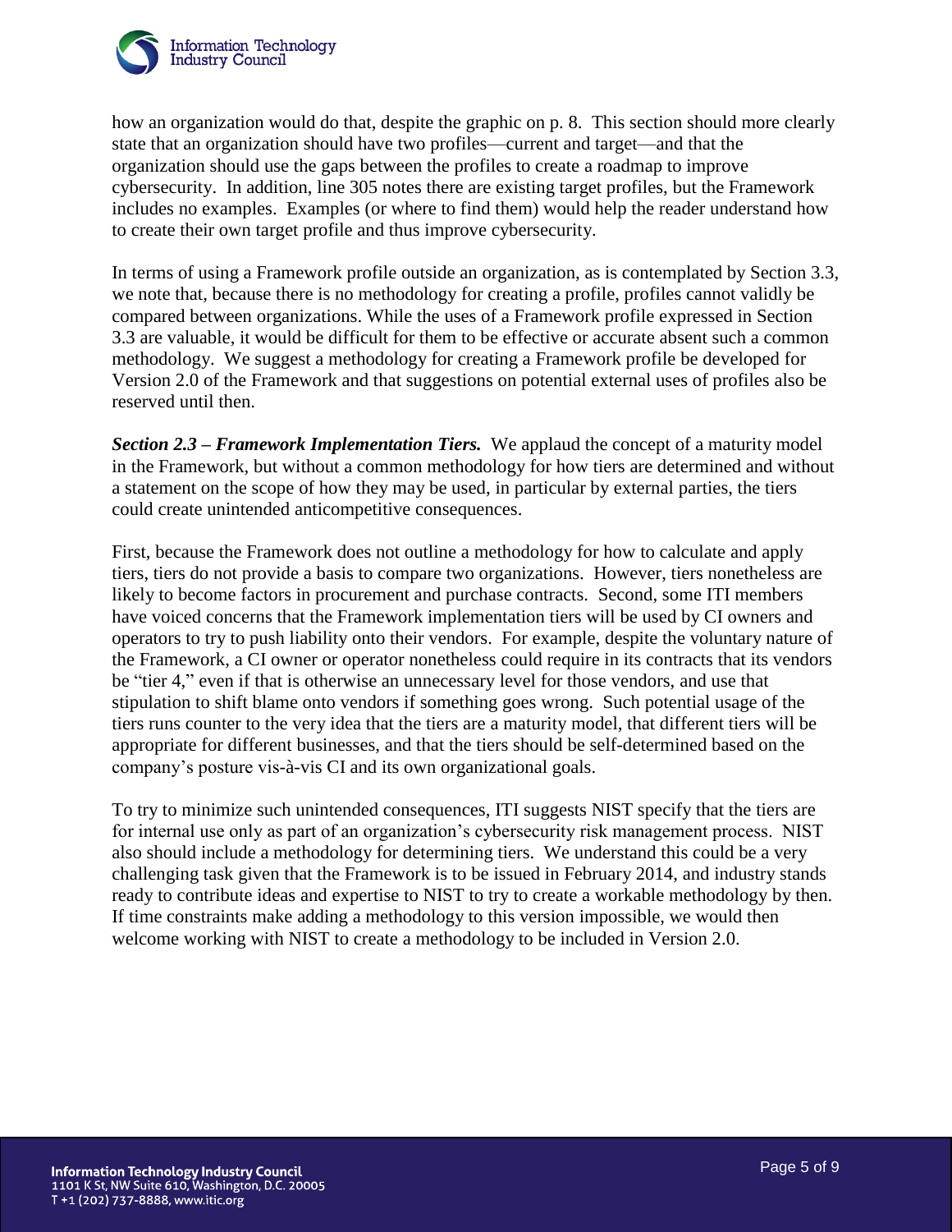how an organization would do that, despite the graphic on p. 8. This section should more clearly state that an organization should have two profiles—current and target—and that the organization should use the gaps between the profiles to create a roadmap to improve cybersecurity. In addition, line 305 notes there are existing target profiles, but the Framework includes no examples. Examples (or where to find them) would help the reader understand how to create their own target profile and thus improve cybersecurity.

In terms of using a Framework profile outside an organization, as is contemplated by Section 3.3, we note that, because there is no methodology for creating a profile, profiles cannot validly be compared between organizations. While the uses of a Framework profile expressed in Section 3.3 are valuable, it would be difficult for them to be effective or accurate absent such a common methodology. We suggest a methodology for creating a Framework profile be developed for Version 2.0 of the Framework and that suggestions on potential external uses of profiles also be reserved until then.

***Section 2.3 – Framework Implementation Tiers.*** We applaud the concept of a maturity model in the Framework, but without a common methodology for how tiers are determined and without a statement on the scope of how they may be used, in particular by external parties, the tiers could create unintended anticompetitive consequences.

First, because the Framework does not outline a methodology for how to calculate and apply tiers, tiers do not provide a basis to compare two organizations. However, tiers nonetheless are likely to become factors in procurement and purchase contracts. Second, some ITI members have voiced concerns that the Framework implementation tiers will be used by CI owners and operators to try to push liability onto their vendors. For example, despite the voluntary nature of the Framework, a CI owner or operator nonetheless could require in its contracts that its vendors be "tier 4," even if that is otherwise an unnecessary level for those vendors, and use that stipulation to shift blame onto vendors if something goes wrong. Such potential usage of the tiers runs counter to the very idea that the tiers are a maturity model, that different tiers will be appropriate for different businesses, and that the tiers should be self-determined based on the company's posture vis-à-vis CI and its own organizational goals.

To try to minimize such unintended consequences, ITI suggests NIST specify that the tiers are for internal use only as part of an organization's cybersecurity risk management process. NIST also should include a methodology for determining tiers. We understand this could be a very challenging task given that the Framework is to be issued in February 2014, and industry stands ready to contribute ideas and expertise to NIST to try to create a workable methodology by then. If time constraints make adding a methodology to this version impossible, we would then welcome working with NIST to create a methodology to be included in Version 2.0.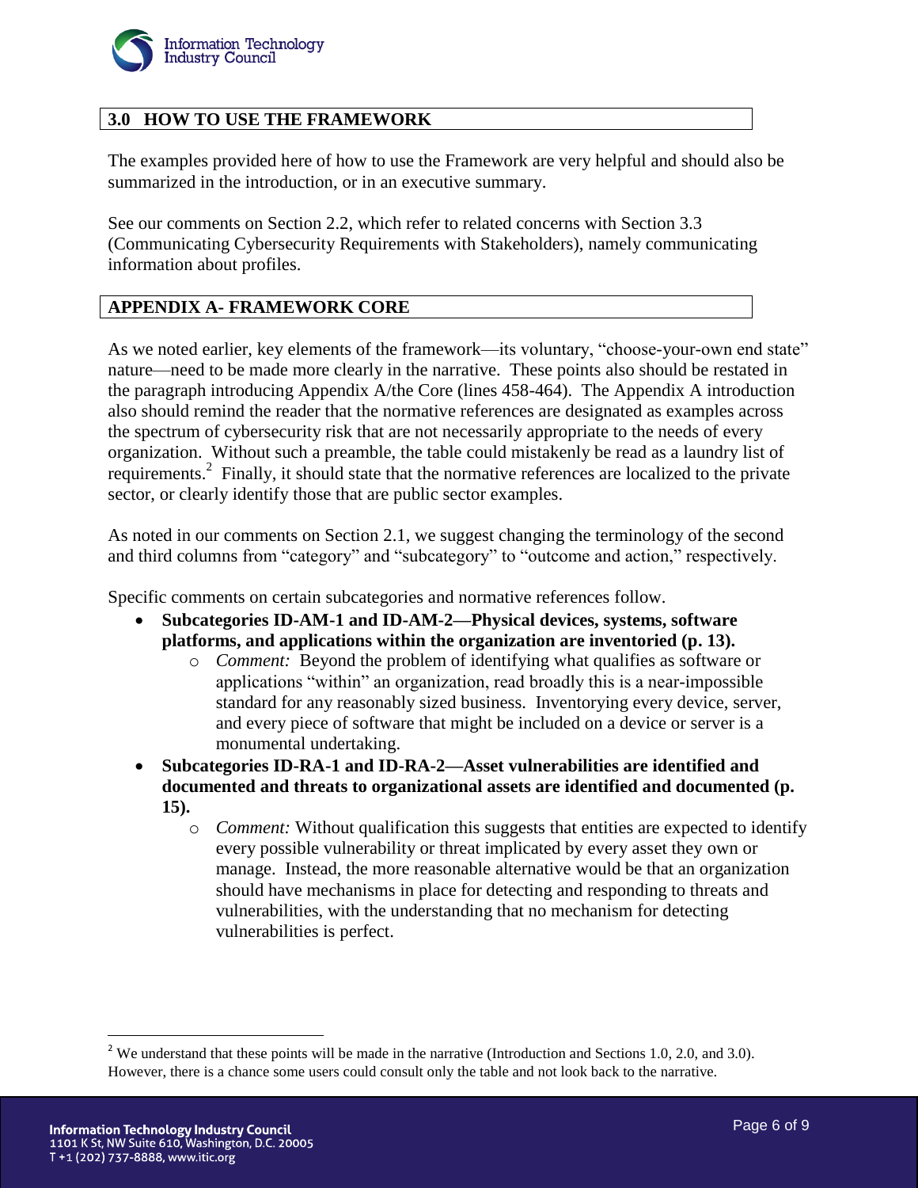## 3.0 HOW TO USE THE FRAMEWORK

The examples provided here of how to use the Framework are very helpful and should also be summarized in the introduction, or in an executive summary.

See our comments on Section 2.2, which refer to related concerns with Section 3.3 (Communicating Cybersecurity Requirements with Stakeholders), namely communicating information about profiles.

## APPENDIX A- FRAMEWORK CORE

As we noted earlier, key elements of the framework—its voluntary, "choose-your-own end state" nature—need to be made more clearly in the narrative. These points also should be restated in the paragraph introducing Appendix A/the Core (lines 458-464). The Appendix A introduction also should remind the reader that the normative references are designated as examples across the spectrum of cybersecurity risk that are not necessarily appropriate to the needs of every organization. Without such a preamble, the table could mistakenly be read as a laundry list of requirements.[2] Finally, it should state that the normative references are localized to the private sector, or clearly identify those that are public sector examples.

As noted in our comments on Section 2.1, we suggest changing the terminology of the second and third columns from "category" and "subcategory" to "outcome and action," respectively.

Specific comments on certain subcategories and normative references follow.

- **Subcategories ID-AM-1 and ID-AM-2—Physical devices, systems, software platforms, and applications within the organization are inventoried (p. 13).**
  - *Comment:* Beyond the problem of identifying what qualifies as software or applications "within" an organization, read broadly this is a near-impossible standard for any reasonably sized business. Inventorying every device, server, and every piece of software that might be included on a device or server is a monumental undertaking.
- **Subcategories ID-RA-1 and ID-RA-2—Asset vulnerabilities are identified and documented and threats to organizational assets are identified and documented (p. 15).**
  - *Comment:* Without qualification this suggests that entities are expected to identify every possible vulnerability or threat implicated by every asset they own or manage. Instead, the more reasonable alternative would be that an organization should have mechanisms in place for detecting and responding to threats and vulnerabilities, with the understanding that no mechanism for detecting vulnerabilities is perfect.

---

[2] We understand that these points will be made in the narrative (Introduction and Sections 1.0, 2.0, and 3.0). However, there is a chance some users could consult only the table and not look back to the narrative.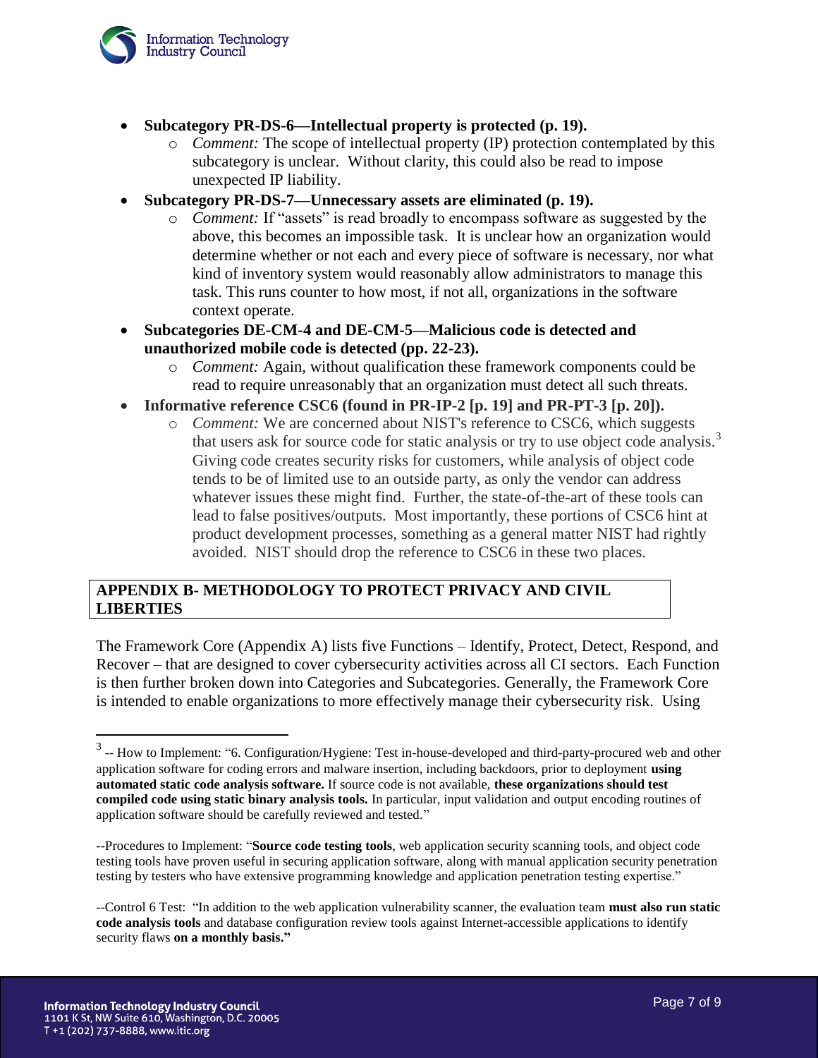- **Subcategory PR-DS-6—Intellectual property is protected (p. 19).**
  - *Comment:* The scope of intellectual property (IP) protection contemplated by this subcategory is unclear. Without clarity, this could also be read to impose unexpected IP liability.
- **Subcategory PR-DS-7—Unnecessary assets are eliminated (p. 19).**
  - *Comment:* If "assets" is read broadly to encompass software as suggested by the above, this becomes an impossible task. It is unclear how an organization would determine whether or not each and every piece of software is necessary, nor what kind of inventory system would reasonably allow administrators to manage this task. This runs counter to how most, if not all, organizations in the software context operate.
- **Subcategories DE-CM-4 and DE-CM-5—Malicious code is detected and unauthorized mobile code is detected (pp. 22-23).**
  - *Comment:* Again, without qualification these framework components could be read to require unreasonably that an organization must detect all such threats.
- **Informative reference CSC6 (found in PR-IP-2 [p. 19] and PR-PT-3 [p. 20]).**
  - *Comment:* We are concerned about NIST's reference to CSC6, which suggests that users ask for source code for static analysis or try to use object code analysis.[3] Giving code creates security risks for customers, while analysis of object code tends to be of limited use to an outside party, as only the vendor can address whatever issues these might find. Further, the state-of-the-art of these tools can lead to false positives/outputs. Most importantly, these portions of CSC6 hint at product development processes, something as a general matter NIST had rightly avoided. NIST should drop the reference to CSC6 in these two places.

## APPENDIX B- METHODOLOGY TO PROTECT PRIVACY AND CIVIL LIBERTIES

The Framework Core (Appendix A) lists five Functions – Identify, Protect, Detect, Respond, and Recover – that are designed to cover cybersecurity activities across all CI sectors. Each Function is then further broken down into Categories and Subcategories. Generally, the Framework Core is intended to enable organizations to more effectively manage their cybersecurity risk. Using

---

[3] -- How to Implement: "6. Configuration/Hygiene: Test in-house-developed and third-party-procured web and other application software for coding errors and malware insertion, including backdoors, prior to deployment **using automated static code analysis software.** If source code is not available, **these organizations should test compiled code using static binary analysis tools.** In particular, input validation and output encoding routines of application software should be carefully reviewed and tested."

--Procedures to Implement: "**Source code testing tools**, web application security scanning tools, and object code testing tools have proven useful in securing application software, along with manual application security penetration testing by testers who have extensive programming knowledge and application penetration testing expertise."

--Control 6 Test: "In addition to the web application vulnerability scanner, the evaluation team **must also run static code analysis tools** and database configuration review tools against Internet-accessible applications to identify security flaws **on a monthly basis."**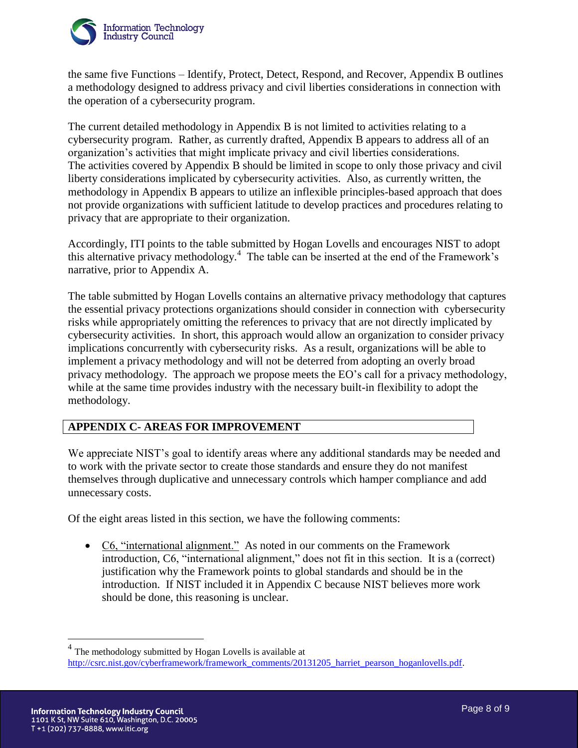the same five Functions – Identify, Protect, Detect, Respond, and Recover, Appendix B outlines a methodology designed to address privacy and civil liberties considerations in connection with the operation of a cybersecurity program.

The current detailed methodology in Appendix B is not limited to activities relating to a cybersecurity program. Rather, as currently drafted, Appendix B appears to address all of an organization's activities that might implicate privacy and civil liberties considerations. The activities covered by Appendix B should be limited in scope to only those privacy and civil liberty considerations implicated by cybersecurity activities. Also, as currently written, the methodology in Appendix B appears to utilize an inflexible principles-based approach that does not provide organizations with sufficient latitude to develop practices and procedures relating to privacy that are appropriate to their organization.

Accordingly, ITI points to the table submitted by Hogan Lovells and encourages NIST to adopt this alternative privacy methodology.[4] The table can be inserted at the end of the Framework's narrative, prior to Appendix A.

The table submitted by Hogan Lovells contains an alternative privacy methodology that captures the essential privacy protections organizations should consider in connection with cybersecurity risks while appropriately omitting the references to privacy that are not directly implicated by cybersecurity activities. In short, this approach would allow an organization to consider privacy implications concurrently with cybersecurity risks. As a result, organizations will be able to implement a privacy methodology and will not be deterred from adopting an overly broad privacy methodology. The approach we propose meets the EO's call for a privacy methodology, while at the same time provides industry with the necessary built-in flexibility to adopt the methodology.

## APPENDIX C- AREAS FOR IMPROVEMENT

We appreciate NIST's goal to identify areas where any additional standards may be needed and to work with the private sector to create those standards and ensure they do not manifest themselves through duplicative and unnecessary controls which hamper compliance and add unnecessary costs.

Of the eight areas listed in this section, we have the following comments:

- C6, "international alignment." As noted in our comments on the Framework introduction, C6, "international alignment," does not fit in this section. It is a (correct) justification why the Framework points to global standards and should be in the introduction. If NIST included it in Appendix C because NIST believes more work should be done, this reasoning is unclear.

---

[4] The methodology submitted by Hogan Lovells is available at http://csrc.nist.gov/cyberframework/framework_comments/20131205_harriet_pearson_hoganlovells.pdf.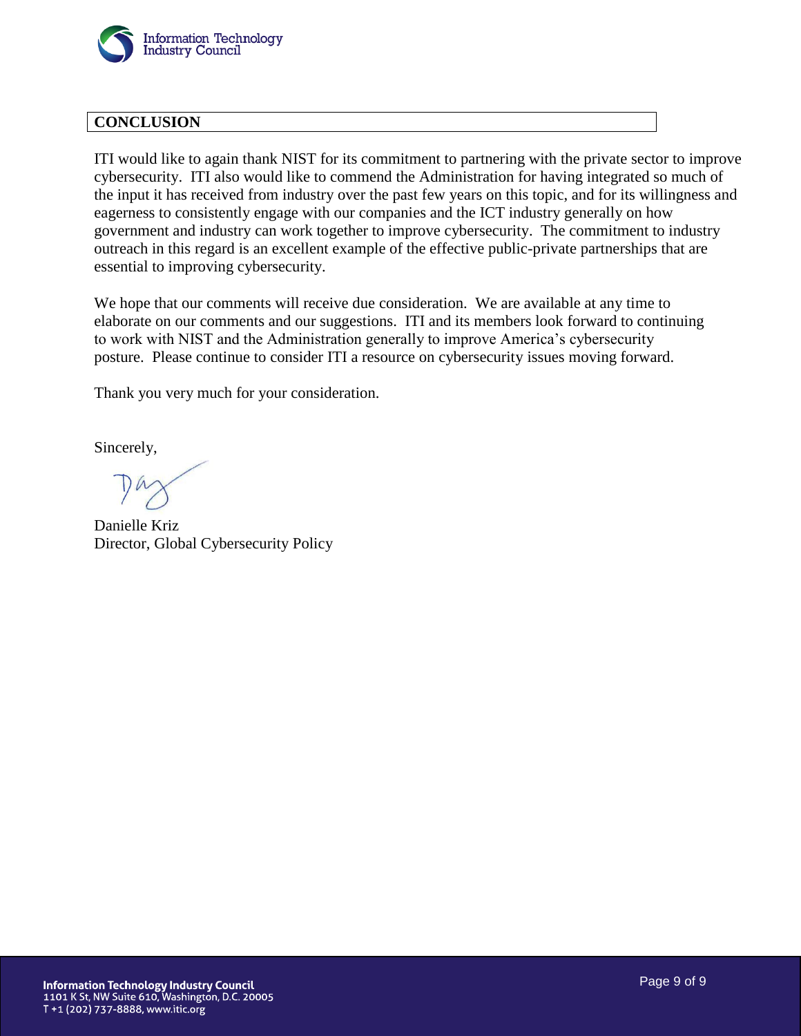## CONCLUSION

ITI would like to again thank NIST for its commitment to partnering with the private sector to improve cybersecurity. ITI also would like to commend the Administration for having integrated so much of the input it has received from industry over the past few years on this topic, and for its willingness and eagerness to consistently engage with our companies and the ICT industry generally on how government and industry can work together to improve cybersecurity. The commitment to industry outreach in this regard is an excellent example of the effective public-private partnerships that are essential to improving cybersecurity.

We hope that our comments will receive due consideration. We are available at any time to elaborate on our comments and our suggestions. ITI and its members look forward to continuing to work with NIST and the Administration generally to improve America's cybersecurity posture. Please continue to consider ITI a resource on cybersecurity issues moving forward.

Thank you very much for your consideration.

Sincerely,

Danielle Kriz
Director, Global Cybersecurity Policy